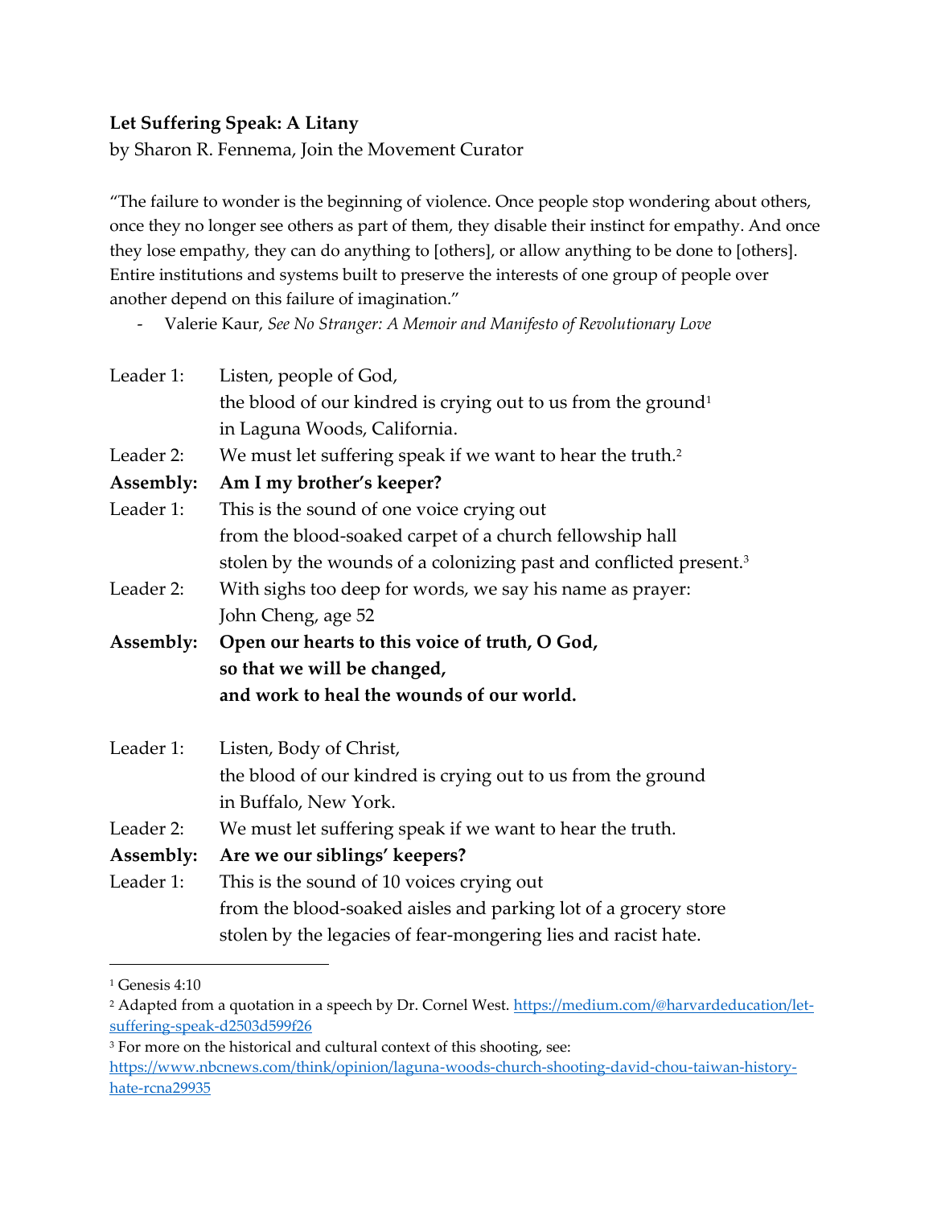**Let Suffering Speak: A Litany**

by Sharon R. Fennema, Join the Movement Curator

"The failure to wonder is the beginning of violence. Once people stop wondering about others, once they no longer see others as part of them, they disable their instinct for empathy. And once they lose empathy, they can do anything to [others], or allow anything to be done to [others]. Entire institutions and systems built to preserve the interests of one group of people over another depend on this failure of imagination."

- Valerie Kaur, *See No Stranger: A Memoir and Manifesto of Revolutionary Love*

Leader 1: Listen, people of God,
the blood of our kindred is crying out to us from the ground[1]
in Laguna Woods, California.

Leader 2: We must let suffering speak if we want to hear the truth.[2]

**Assembly: Am I my brother's keeper?**

Leader 1: This is the sound of one voice crying out
from the blood-soaked carpet of a church fellowship hall
stolen by the wounds of a colonizing past and conflicted present.[3]

Leader 2: With sighs too deep for words, we say his name as prayer:
John Cheng, age 52

**Assembly: Open our hearts to this voice of truth, O God,**
**so that we will be changed,**
**and work to heal the wounds of our world.**

Leader 1: Listen, Body of Christ,
the blood of our kindred is crying out to us from the ground
in Buffalo, New York.

Leader 2: We must let suffering speak if we want to hear the truth.

**Assembly: Are we our siblings' keepers?**

Leader 1: This is the sound of 10 voices crying out
from the blood-soaked aisles and parking lot of a grocery store
stolen by the legacies of fear-mongering lies and racist hate.

---

[1] Genesis 4:10

[2] Adapted from a quotation in a speech by Dr. Cornel West. https://medium.com/@harvardeducation/let-suffering-speak-d2503d599f26

[3] For more on the historical and cultural context of this shooting, see: https://www.nbcnews.com/think/opinion/laguna-woods-church-shooting-david-chou-taiwan-history-hate-rcna29935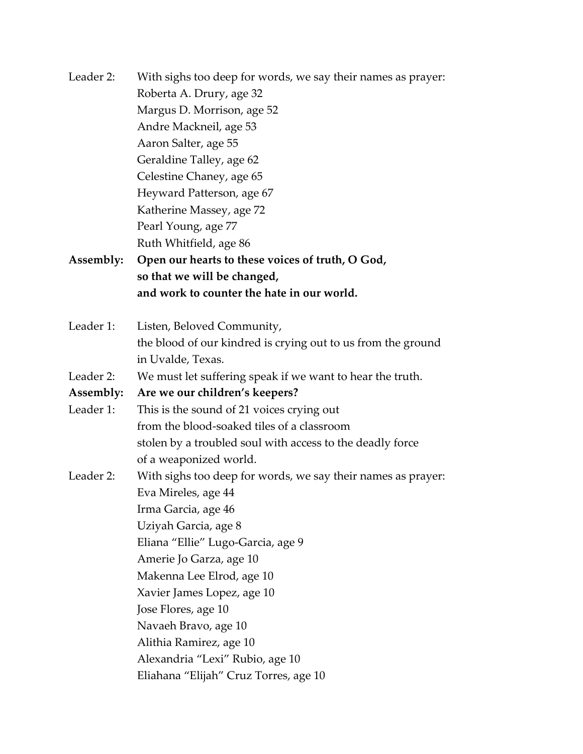Leader 2: With sighs too deep for words, we say their names as prayer:
Roberta A. Drury, age 32
Margus D. Morrison, age 52
Andre Mackneil, age 53
Aaron Salter, age 55
Geraldine Talley, age 62
Celestine Chaney, age 65
Heyward Patterson, age 67
Katherine Massey, age 72
Pearl Young, age 77
Ruth Whitfield, age 86

**Assembly: Open our hearts to these voices of truth, O God,
so that we will be changed,
and work to counter the hate in our world.**

Leader 1: Listen, Beloved Community,
the blood of our kindred is crying out to us from the ground
in Uvalde, Texas.

Leader 2: We must let suffering speak if we want to hear the truth.

**Assembly: Are we our children's keepers?**

Leader 1: This is the sound of 21 voices crying out
from the blood-soaked tiles of a classroom
stolen by a troubled soul with access to the deadly force
of a weaponized world.

Leader 2: With sighs too deep for words, we say their names as prayer:
Eva Mireles, age 44
Irma Garcia, age 46
Uziyah Garcia, age 8
Eliana "Ellie" Lugo-Garcia, age 9
Amerie Jo Garza, age 10
Makenna Lee Elrod, age 10
Xavier James Lopez, age 10
Jose Flores, age 10
Navaeh Bravo, age 10
Alithia Ramirez, age 10
Alexandria "Lexi" Rubio, age 10
Eliahana "Elijah" Cruz Torres, age 10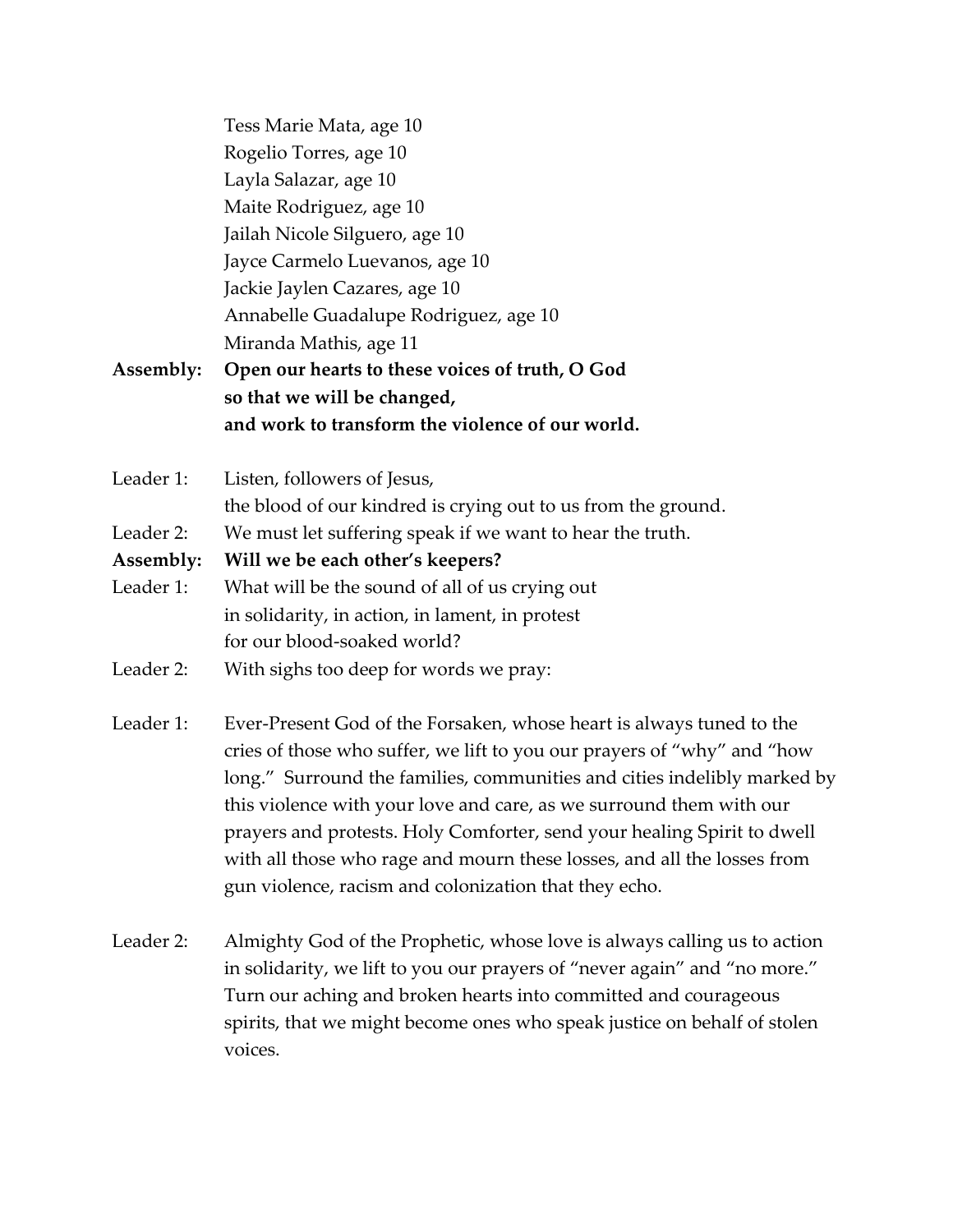Tess Marie Mata, age 10
Rogelio Torres, age 10
Layla Salazar, age 10
Maite Rodriguez, age 10
Jailah Nicole Silguero, age 10
Jayce Carmelo Luevanos, age 10
Jackie Jaylen Cazares, age 10
Annabelle Guadalupe Rodriguez, age 10
Miranda Mathis, age 11

**Assembly: Open our hearts to these voices of truth, O God**
**so that we will be changed,**
**and work to transform the violence of our world.**

Leader 1: Listen, followers of Jesus,
the blood of our kindred is crying out to us from the ground.

Leader 2: We must let suffering speak if we want to hear the truth.

**Assembly: Will we be each other's keepers?**

Leader 1: What will be the sound of all of us crying out
in solidarity, in action, in lament, in protest
for our blood-soaked world?

Leader 2: With sighs too deep for words we pray:

Leader 1: Ever-Present God of the Forsaken, whose heart is always tuned to the cries of those who suffer, we lift to you our prayers of "why" and "how long." Surround the families, communities and cities indelibly marked by this violence with your love and care, as we surround them with our prayers and protests. Holy Comforter, send your healing Spirit to dwell with all those who rage and mourn these losses, and all the losses from gun violence, racism and colonization that they echo.

Leader 2: Almighty God of the Prophetic, whose love is always calling us to action in solidarity, we lift to you our prayers of "never again" and "no more." Turn our aching and broken hearts into committed and courageous spirits, that we might become ones who speak justice on behalf of stolen voices.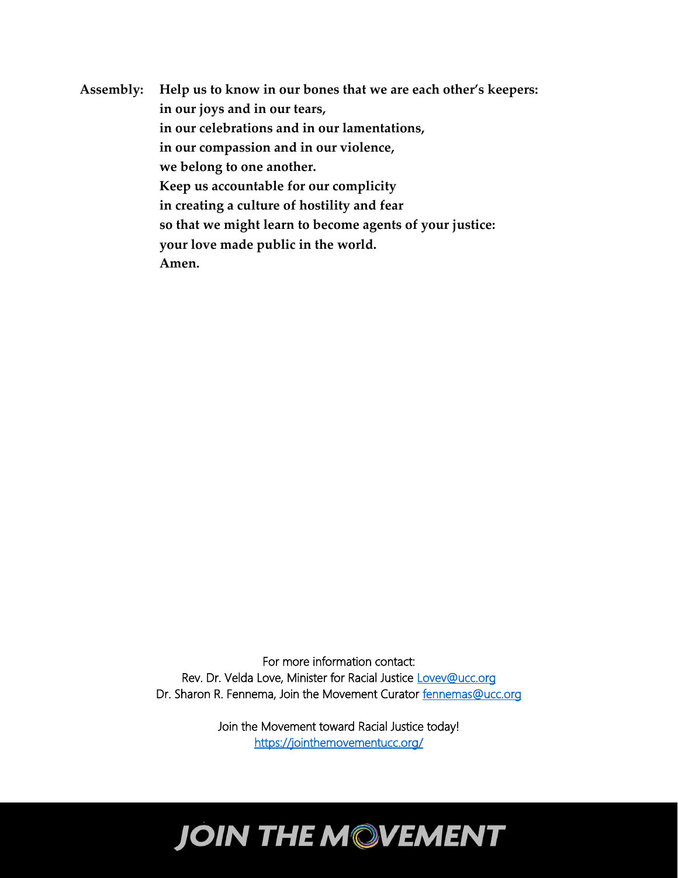**Assembly:** **Help us to know in our bones that we are each other's keepers:**
**in our joys and in our tears,**
**in our celebrations and in our lamentations,**
**in our compassion and in our violence,**
**we belong to one another.**
**Keep us accountable for our complicity**
**in creating a culture of hostility and fear**
**so that we might learn to become agents of your justice:**
**your love made public in the world.**
**Amen.**

For more information contact:
Rev. Dr. Velda Love, Minister for Racial Justice Lovev@ucc.org
Dr. Sharon R. Fennema, Join the Movement Curator fennemas@ucc.org

Join the Movement toward Racial Justice today!
https://jointhemovementucc.org/

JOIN THE MOVEMENT